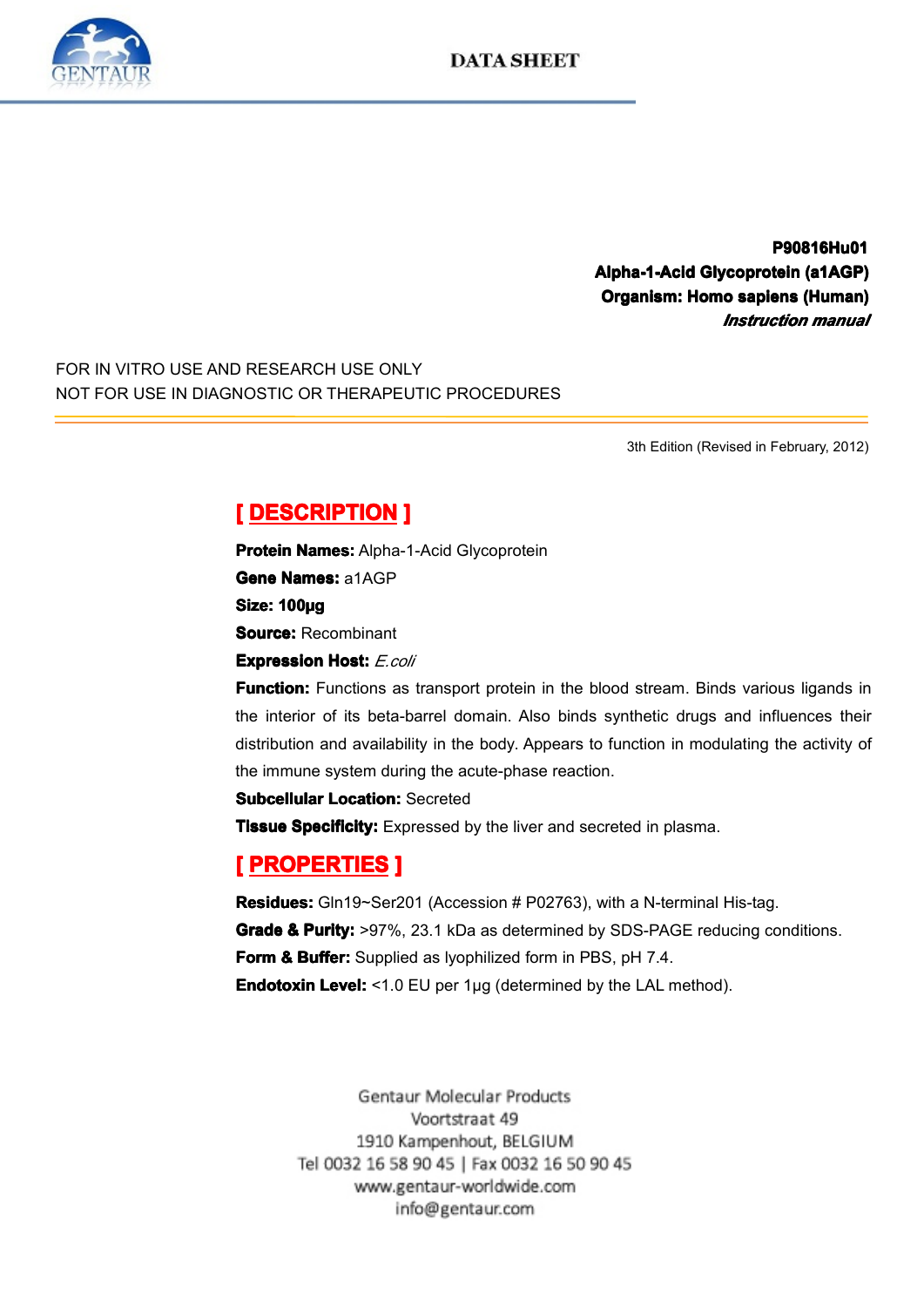DATA SHEET

**P90816Hu01**
**Alpha-1-Acid Glycoprotein (a1AGP)**
**Organism: Homo sapiens (Human)**
***Instruction manual***

FOR IN VITRO USE AND RESEARCH USE ONLY
NOT FOR USE IN DIAGNOSTIC OR THERAPEUTIC PROCEDURES

3th Edition (Revised in February, 2012)

## [ DESCRIPTION ]

**Protein Names:** Alpha-1-Acid Glycoprotein
**Gene Names:** a1AGP
**Size: 100μg**
**Source:** Recombinant
**Expression Host:** *E.coli*
**Function:** Functions as transport protein in the blood stream. Binds various ligands in the interior of its beta-barrel domain. Also binds synthetic drugs and influences their distribution and availability in the body. Appears to function in modulating the activity of the immune system during the acute-phase reaction.
**Subcellular Location:** Secreted
**Tissue Specificity:** Expressed by the liver and secreted in plasma.

## [ PROPERTIES ]

**Residues:** Gln19~Ser201 (Accession # P02763), with a N-terminal His-tag.
**Grade & Purity:** >97%, 23.1 kDa as determined by SDS-PAGE reducing conditions.
**Form & Buffer:** Supplied as lyophilized form in PBS, pH 7.4.
**Endotoxin Level:** <1.0 EU per 1μg (determined by the LAL method).

Gentaur Molecular Products
Voortstraat 49
1910 Kampenhout, BELGIUM
Tel 0032 16 58 90 45 | Fax 0032 16 50 90 45
www.gentaur-worldwide.com
info@gentaur.com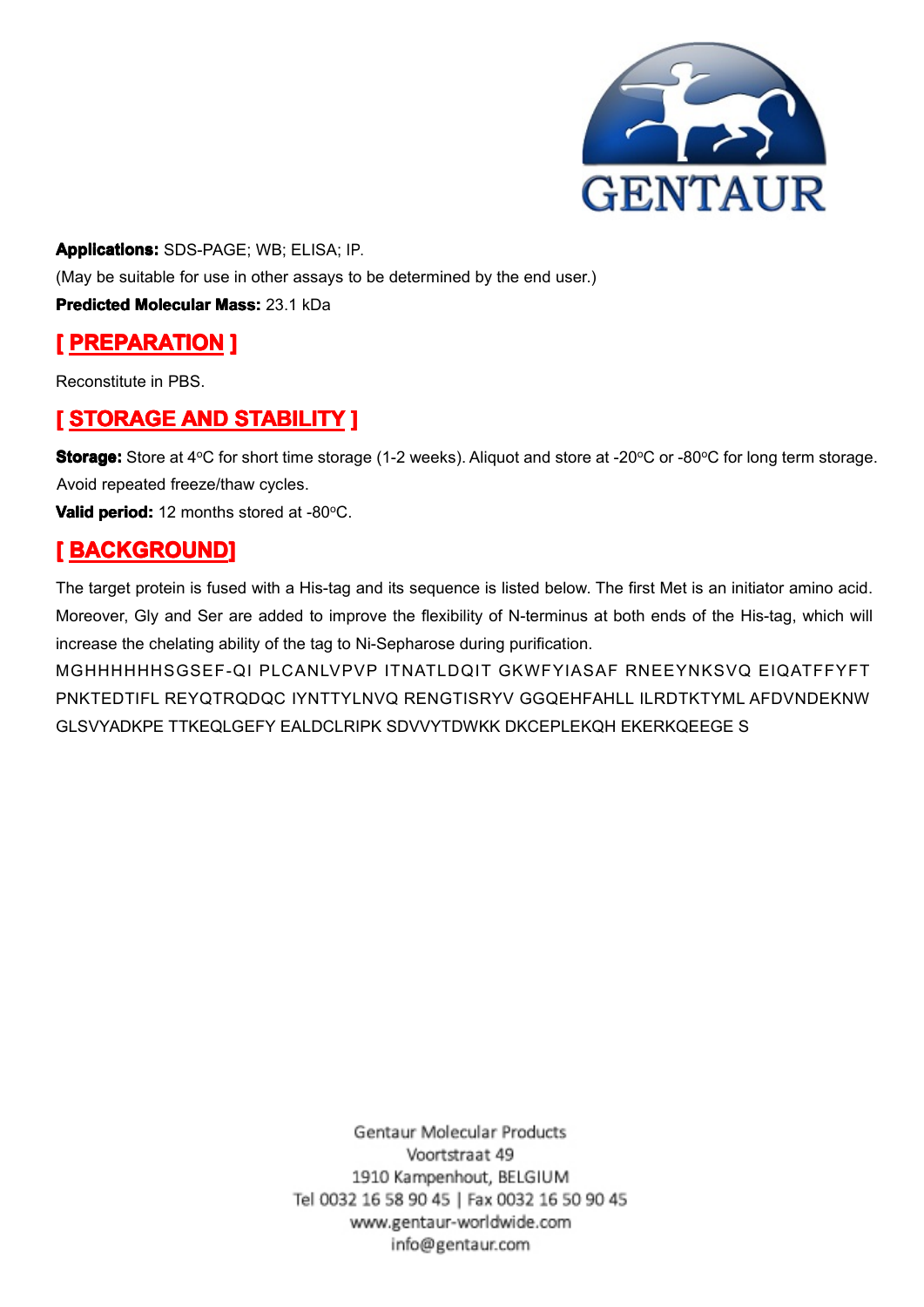**Applications:** SDS-PAGE; WB; ELISA; IP.

(May be suitable for use in other assays to be determined by the end user.)

**Predicted Molecular Mass:** 23.1 kDa

## [ PREPARATION ]

Reconstitute in PBS.

## [ STORAGE AND STABILITY ]

**Storage:** Store at 4°C for short time storage (1-2 weeks). Aliquot and store at -20°C or -80°C for long term storage. Avoid repeated freeze/thaw cycles.

**Valid period:** 12 months stored at -80°C.

## [ BACKGROUND]

The target protein is fused with a His-tag and its sequence is listed below. The first Met is an initiator amino acid. Moreover, Gly and Ser are added to improve the flexibility of N-terminus at both ends of the His-tag, which will increase the chelating ability of the tag to Ni-Sepharose during purification.

MGHHHHHHSGSEF-QI PLCANLVPVP ITNATLDQIT GKWFYIASAF RNEEYNKSVQ EIQATFFYFT PNKTEDTIFL REYQTRQDQC IYNTTYLNVQ RENGTISRYV GGQEHFAHLL ILRDTKTYML AFDVNDEKNW GLSVYADKPE TTKEQLGEFY EALDCLRIPK SDVVYTDWKK DKCEPLEKQH EKERKQEEGE S

Gentaur Molecular Products
Voortstraat 49
1910 Kampenhout, BELGIUM
Tel 0032 16 58 90 45 | Fax 0032 16 50 90 45
www.gentaur-worldwide.com
info@gentaur.com